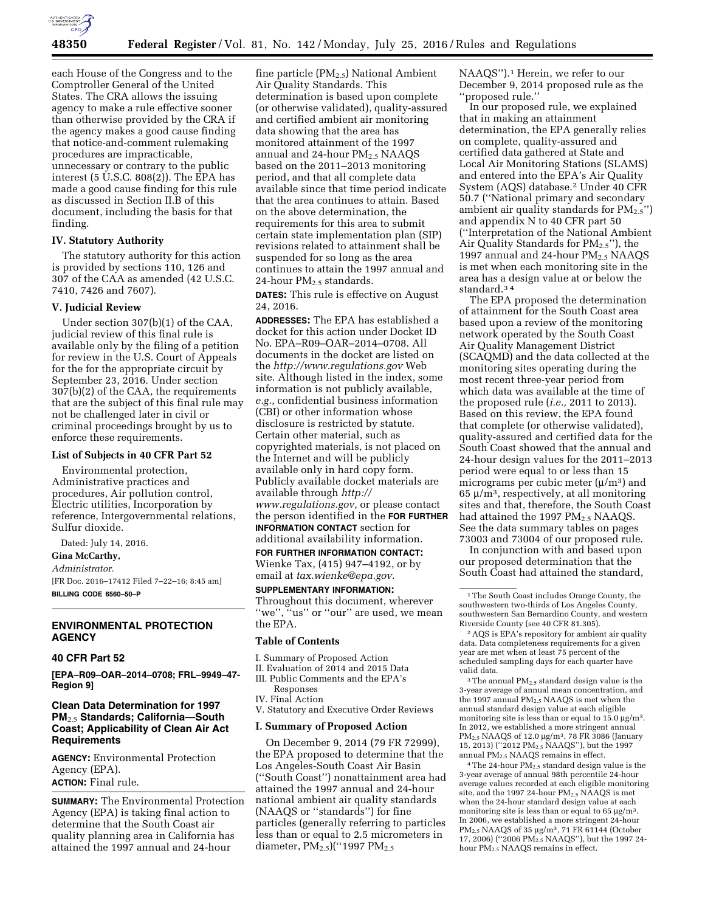each House of the Congress and to the Comptroller General of the United States. The CRA allows the issuing agency to make a rule effective sooner than otherwise provided by the CRA if the agency makes a good cause finding that notice-and-comment rulemaking procedures are impracticable, unnecessary or contrary to the public interest (5 U.S.C. 808(2)). The EPA has made a good cause finding for this rule as discussed in Section II.B of this document, including the basis for that finding.

### IV. Statutory Authority

The statutory authority for this action is provided by sections 110, 126 and 307 of the CAA as amended (42 U.S.C. 7410, 7426 and 7607).

### V. Judicial Review

Under section 307(b)(1) of the CAA, judicial review of this final rule is available only by the filing of a petition for review in the U.S. Court of Appeals for the for the appropriate circuit by September 23, 2016. Under section 307(b)(2) of the CAA, the requirements that are the subject of this final rule may not be challenged later in civil or criminal proceedings brought by us to enforce these requirements.

#### List of Subjects in 40 CFR Part 52

Environmental protection, Administrative practices and procedures, Air pollution control, Electric utilities, Incorporation by reference, Intergovernmental relations, Sulfur dioxide.

Dated: July 14, 2016.

**Gina McCarthy,**

*Administrator.*

[FR Doc. 2016–17412 Filed 7–22–16; 8:45 am]

**BILLING CODE 6560–50–P**

---

## ENVIRONMENTAL PROTECTION AGENCY

### 40 CFR Part 52

**[EPA–R09–OAR–2014–0708; FRL–9949–47–Region 9]**

### Clean Data Determination for 1997 $PM_{2.5}$ Standards; California—South Coast; Applicability of Clean Air Act Requirements

**AGENCY:** Environmental Protection Agency (EPA).

**ACTION:** Final rule.

**SUMMARY:** The Environmental Protection Agency (EPA) is taking final action to determine that the South Coast air quality planning area in California has attained the 1997 annual and 24-hour fine particle ($PM_{2.5}$) National Ambient Air Quality Standards. This determination is based upon complete (or otherwise validated), quality-assured and certified ambient air monitoring data showing that the area has monitored attainment of the 1997 annual and 24-hour $PM_{2.5}$ NAAQS based on the 2011–2013 monitoring period, and that all complete data available since that time period indicate that the area continues to attain. Based on the above determination, the requirements for this area to submit certain state implementation plan (SIP) revisions related to attainment shall be suspended for so long as the area continues to attain the 1997 annual and 24-hour $PM_{2.5}$ standards.

**DATES:** This rule is effective on August 24, 2016.

**ADDRESSES:** The EPA has established a docket for this action under Docket ID No. EPA–R09–OAR–2014–0708. All documents in the docket are listed on the *http://www.regulations.gov* Web site. Although listed in the index, some information is not publicly available, *e.g.,* confidential business information (CBI) or other information whose disclosure is restricted by statute. Certain other material, such as copyrighted materials, is not placed on the Internet and will be publicly available only in hard copy form. Publicly available docket materials are available through *http://www.regulations.gov,* or please contact the person identified in the **FOR FURTHER INFORMATION CONTACT** section for additional availability information.

**FOR FURTHER INFORMATION CONTACT:** Wienke Tax, (415) 947–4192, or by email at *tax.wienke@epa.gov.*

**SUPPLEMENTARY INFORMATION:** Throughout this document, wherever "we", "us" or "our" are used, we mean the EPA.

#### Table of Contents

I. Summary of Proposed Action
II. Evaluation of 2014 and 2015 Data
III. Public Comments and the EPA's Responses
IV. Final Action
V. Statutory and Executive Order Reviews

### I. Summary of Proposed Action

On December 9, 2014 (79 FR 72999), the EPA proposed to determine that the Los Angeles-South Coast Air Basin ("South Coast") nonattainment area had attained the 1997 annual and 24-hour national ambient air quality standards (NAAQS or "standards") for fine particles (generally referring to particles less than or equal to 2.5 micrometers in diameter, $PM_{2.5}$)("1997 $PM_{2.5}$ NAAQS").[1] Herein, we refer to our December 9, 2014 proposed rule as the "proposed rule."

In our proposed rule, we explained that in making an attainment determination, the EPA generally relies on complete, quality-assured and certified data gathered at State and Local Air Monitoring Stations (SLAMS) and entered into the EPA's Air Quality System (AQS) database.[2] Under 40 CFR 50.7 ("National primary and secondary ambient air quality standards for $PM_{2.5}$") and appendix N to 40 CFR part 50 ("Interpretation of the National Ambient Air Quality Standards for $PM_{2.5}$"), the 1997 annual and 24-hour $PM_{2.5}$ NAAQS is met when each monitoring site in the area has a design value at or below the standard.[3 4]

The EPA proposed the determination of attainment for the South Coast area based upon a review of the monitoring network operated by the South Coast Air Quality Management District (SCAQMD) and the data collected at the monitoring sites operating during the most recent three-year period from which data was available at the time of the proposed rule (*i.e.,* 2011 to 2013). Based on this review, the EPA found that complete (or otherwise validated), quality-assured and certified data for the South Coast showed that the annual and 24-hour design values for the 2011–2013 period were equal to or less than 15 micrograms per cubic meter ($\mu/m^3$) and 65 $\mu/m^3$, respectively, at all monitoring sites and that, therefore, the South Coast had attained the 1997 $PM_{2.5}$ NAAQS. See the data summary tables on pages 73003 and 73004 of our proposed rule.

In conjunction with and based upon our proposed determination that the South Coast had attained the standard,

---

[1] The South Coast includes Orange County, the southwestern two-thirds of Los Angeles County, southwestern San Bernardino County, and western Riverside County (see 40 CFR 81.305).

[2] AQS is EPA's repository for ambient air quality data. Data completeness requirements for a given year are met when at least 75 percent of the scheduled sampling days for each quarter have valid data.

[3] The annual $PM_{2.5}$ standard design value is the 3-year average of annual mean concentration, and the 1997 annual $PM_{2.5}$ NAAQS is met when the annual standard design value at each eligible monitoring site is less than or equal to 15.0 $\mu g/m^3$. In 2012, we established a more stringent annual $PM_{2.5}$ NAAQS of 12.0 $\mu g/m^3$, 78 FR 3086 (January 15, 2013) ("2012 $PM_{2.5}$ NAAQS"), but the 1997 annual $PM_{2.5}$ NAAQS remains in effect.

[4] The 24-hour $PM_{2.5}$ standard design value is the 3-year average of annual 98th percentile 24-hour average values recorded at each eligible monitoring site, and the 1997 24-hour $PM_{2.5}$ NAAQS is met when the 24-hour standard design value at each monitoring site is less than or equal to 65 $\mu g/m^3$. In 2006, we established a more stringent 24-hour $PM_{2.5}$ NAAQS of 35 $\mu g/m^3$, 71 FR 61144 (October 17, 2006) ("2006 $PM_{2.5}$ NAAQS"), but the 1997 24-hour $PM_{2.5}$ NAAQS remains in effect.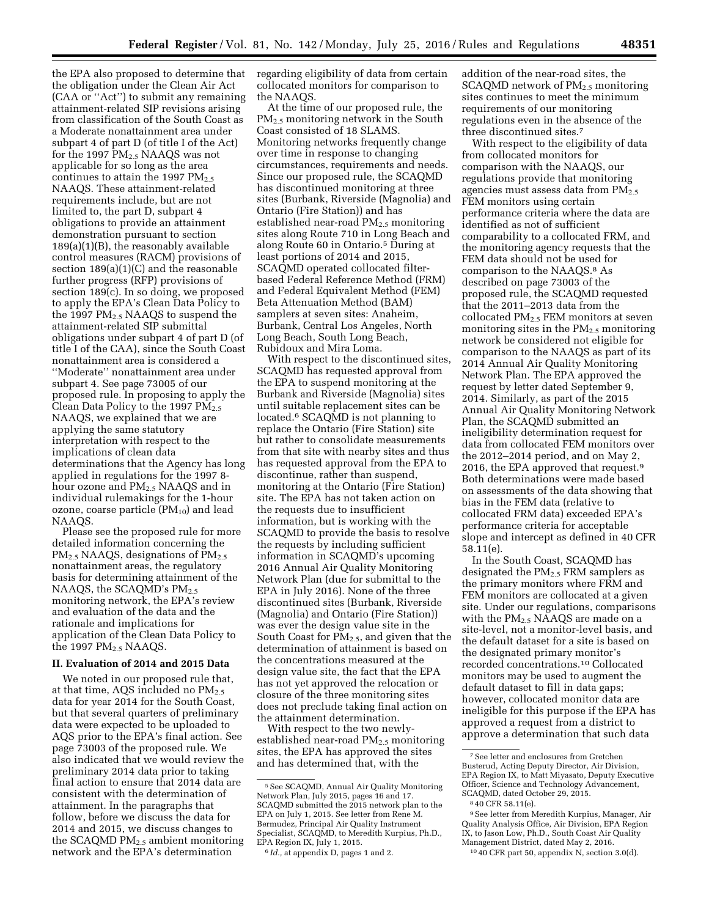the EPA also proposed to determine that the obligation under the Clean Air Act (CAA or ''Act'') to submit any remaining attainment-related SIP revisions arising from classification of the South Coast as a Moderate nonattainment area under subpart 4 of part D (of title I of the Act) for the 1997 $PM_{2.5}$ NAAQS was not applicable for so long as the area continues to attain the 1997 $PM_{2.5}$ NAAQS. These attainment-related requirements include, but are not limited to, the part D, subpart 4 obligations to provide an attainment demonstration pursuant to section 189(a)(1)(B), the reasonably available control measures (RACM) provisions of section 189(a)(1)(C) and the reasonable further progress (RFP) provisions of section 189(c). In so doing, we proposed to apply the EPA's Clean Data Policy to the 1997 $PM_{2.5}$ NAAQS to suspend the attainment-related SIP submittal obligations under subpart 4 of part D (of title I of the CAA), since the South Coast nonattainment area is considered a ''Moderate'' nonattainment area under subpart 4. See page 73005 of our proposed rule. In proposing to apply the Clean Data Policy to the 1997 $PM_{2.5}$ NAAQS, we explained that we are applying the same statutory interpretation with respect to the implications of clean data determinations that the Agency has long applied in regulations for the 1997 8-hour ozone and $PM_{2.5}$ NAAQS and in individual rulemakings for the 1-hour ozone, coarse particle ($PM_{10}$) and lead NAAQS.

Please see the proposed rule for more detailed information concerning the $PM_{2.5}$ NAAQS, designations of $PM_{2.5}$ nonattainment areas, the regulatory basis for determining attainment of the NAAQS, the SCAQMD's $PM_{2.5}$ monitoring network, the EPA's review and evaluation of the data and the rationale and implications for application of the Clean Data Policy to the 1997 $PM_{2.5}$ NAAQS.

## II. Evaluation of 2014 and 2015 Data

We noted in our proposed rule that, at that time, AQS included no $PM_{2.5}$ data for year 2014 for the South Coast, but that several quarters of preliminary data were expected to be uploaded to AQS prior to the EPA's final action. See page 73003 of the proposed rule. We also indicated that we would review the preliminary 2014 data prior to taking final action to ensure that 2014 data are consistent with the determination of attainment. In the paragraphs that follow, before we discuss the data for 2014 and 2015, we discuss changes to the SCAQMD $PM_{2.5}$ ambient monitoring network and the EPA's determination regarding eligibility of data from certain collocated monitors for comparison to the NAAQS.

At the time of our proposed rule, the $PM_{2.5}$ monitoring network in the South Coast consisted of 18 SLAMS. Monitoring networks frequently change over time in response to changing circumstances, requirements and needs. Since our proposed rule, the SCAQMD has discontinued monitoring at three sites (Burbank, Riverside (Magnolia) and Ontario (Fire Station)) and has established near-road $PM_{2.5}$ monitoring sites along Route 710 in Long Beach and along Route 60 in Ontario.[5] During at least portions of 2014 and 2015, SCAQMD operated collocated filter-based Federal Reference Method (FRM) and Federal Equivalent Method (FEM) Beta Attenuation Method (BAM) samplers at seven sites: Anaheim, Burbank, Central Los Angeles, North Long Beach, South Long Beach, Rubidoux and Mira Loma.

With respect to the discontinued sites, SCAQMD has requested approval from the EPA to suspend monitoring at the Burbank and Riverside (Magnolia) sites until suitable replacement sites can be located.[6] SCAQMD is not planning to replace the Ontario (Fire Station) site but rather to consolidate measurements from that site with nearby sites and thus has requested approval from the EPA to discontinue, rather than suspend, monitoring at the Ontario (Fire Station) site. The EPA has not taken action on the requests due to insufficient information, but is working with the SCAQMD to provide the basis to resolve the requests by including sufficient information in SCAQMD's upcoming 2016 Annual Air Quality Monitoring Network Plan (due for submittal to the EPA in July 2016). None of the three discontinued sites (Burbank, Riverside (Magnolia) and Ontario (Fire Station)) was ever the design value site in the South Coast for $PM_{2.5}$, and given that the determination of attainment is based on the concentrations measured at the design value site, the fact that the EPA has not yet approved the relocation or closure of the three monitoring sites does not preclude taking final action on the attainment determination.

With respect to the two newly-established near-road $PM_{2.5}$ monitoring sites, the EPA has approved the sites and has determined that, with the addition of the near-road sites, the SCAQMD network of $PM_{2.5}$ monitoring sites continues to meet the minimum requirements of our monitoring regulations even in the absence of the three discontinued sites.[7]

With respect to the eligibility of data from collocated monitors for comparison with the NAAQS, our regulations provide that monitoring agencies must assess data from $PM_{2.5}$ FEM monitors using certain performance criteria where the data are identified as not of sufficient comparability to a collocated FRM, and the monitoring agency requests that the FEM data should not be used for comparison to the NAAQS.[8] As described on page 73003 of the proposed rule, the SCAQMD requested that the 2011–2013 data from the collocated $PM_{2.5}$ FEM monitors at seven monitoring sites in the $PM_{2.5}$ monitoring network be considered not eligible for comparison to the NAAQS as part of its 2014 Annual Air Quality Monitoring Network Plan. The EPA approved the request by letter dated September 9, 2014. Similarly, as part of the 2015 Annual Air Quality Monitoring Network Plan, the SCAQMD submitted an ineligibility determination request for data from collocated FEM monitors over the 2012–2014 period, and on May 2, 2016, the EPA approved that request.[9] Both determinations were made based on assessments of the data showing that bias in the FEM data (relative to collocated FRM data) exceeded EPA's performance criteria for acceptable slope and intercept as defined in 40 CFR 58.11(e).

In the South Coast, SCAQMD has designated the $PM_{2.5}$ FRM samplers as the primary monitors where FRM and FEM monitors are collocated at a given site. Under our regulations, comparisons with the $PM_{2.5}$ NAAQS are made on a site-level, not a monitor-level basis, and the default dataset for a site is based on the designated primary monitor's recorded concentrations.[10] Collocated monitors may be used to augment the default dataset to fill in data gaps; however, collocated monitor data are ineligible for this purpose if the EPA has approved a request from a district to approve a determination that such data

---

[5] See SCAQMD, Annual Air Quality Monitoring Network Plan, July 2015, pages 16 and 17. SCAQMD submitted the 2015 network plan to the EPA on July 1, 2015. See letter from Rene M. Bermudez, Principal Air Quality Instrument Specialist, SCAQMD, to Meredith Kurpius, Ph.D., EPA Region IX, July 1, 2015.

[6] *Id.*, at appendix D, pages 1 and 2.

[7] See letter and enclosures from Gretchen Busterud, Acting Deputy Director, Air Division, EPA Region IX, to Matt Miyasato, Deputy Executive Officer, Science and Technology Advancement, SCAQMD, dated October 29, 2015.

[8] 40 CFR 58.11(e).

[9] See letter from Meredith Kurpius, Manager, Air Quality Analysis Office, Air Division, EPA Region IX, to Jason Low, Ph.D., South Coast Air Quality Management District, dated May 2, 2016.

[10] 40 CFR part 50, appendix N, section 3.0(d).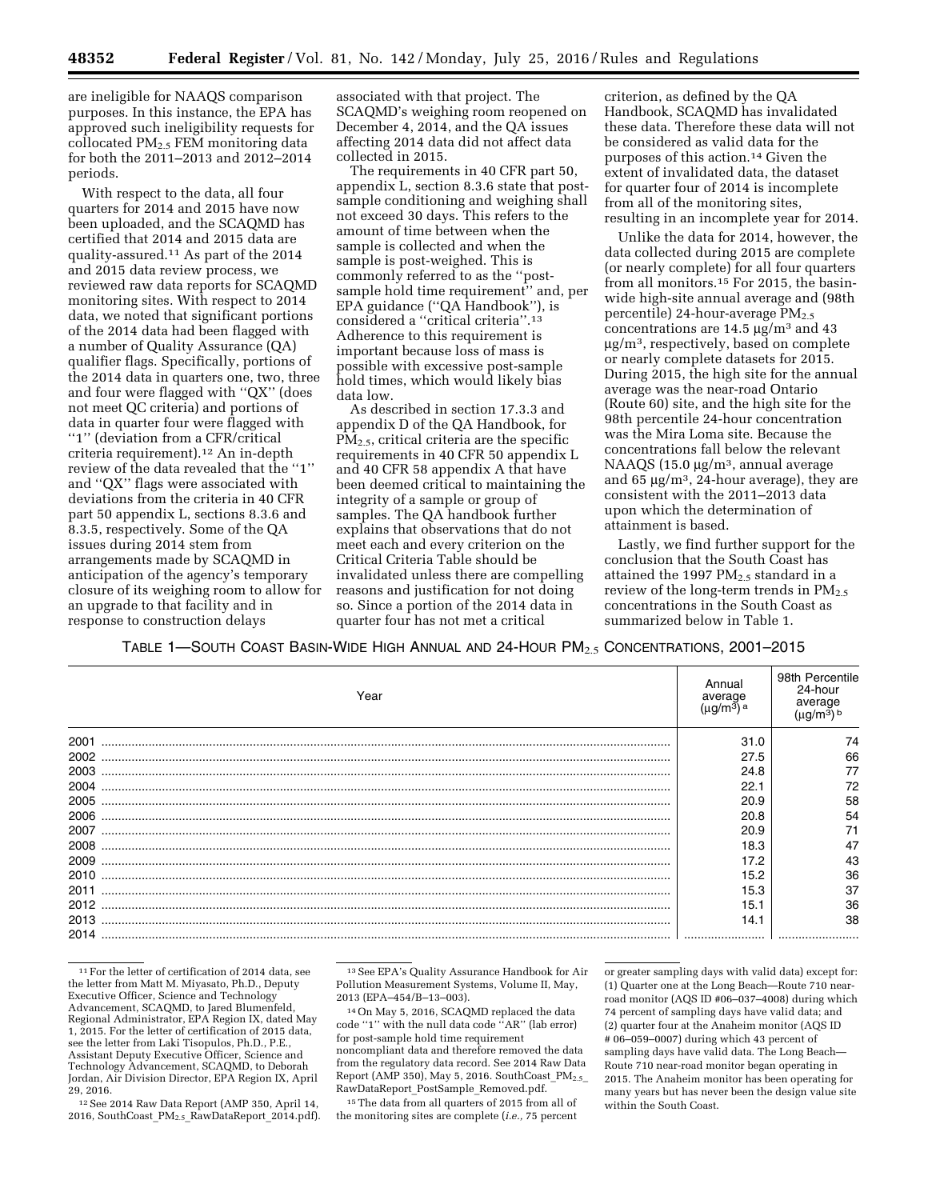are ineligible for NAAQS comparison purposes. In this instance, the EPA has approved such ineligibility requests for collocated $PM_{2.5}$ FEM monitoring data for both the 2011–2013 and 2012–2014 periods.

With respect to the data, all four quarters for 2014 and 2015 have now been uploaded, and the SCAQMD has certified that 2014 and 2015 data are quality-assured.[11] As part of the 2014 and 2015 data review process, we reviewed raw data reports for SCAQMD monitoring sites. With respect to 2014 data, we noted that significant portions of the 2014 data had been flagged with a number of Quality Assurance (QA) qualifier flags. Specifically, portions of the 2014 data in quarters one, two, three and four were flagged with ''QX'' (does not meet QC criteria) and portions of data in quarter four were flagged with ''1'' (deviation from a CFR/critical criteria requirement).[12] An in-depth review of the data revealed that the ''1'' and ''QX'' flags were associated with deviations from the criteria in 40 CFR part 50 appendix L, sections 8.3.6 and 8.3.5, respectively. Some of the QA issues during 2014 stem from arrangements made by SCAQMD in anticipation of the agency's temporary closure of its weighing room to allow for an upgrade to that facility and in response to construction delays associated with that project. The SCAQMD's weighing room reopened on December 4, 2014, and the QA issues affecting 2014 data did not affect data collected in 2015.

The requirements in 40 CFR part 50, appendix L, section 8.3.6 state that post-sample conditioning and weighing shall not exceed 30 days. This refers to the amount of time between when the sample is collected and when the sample is post-weighed. This is commonly referred to as the ''post-sample hold time requirement'' and, per EPA guidance (''QA Handbook''), is considered a ''critical criteria''.[13] Adherence to this requirement is important because loss of mass is possible with excessive post-sample hold times, which would likely bias data low.

As described in section 17.3.3 and appendix D of the QA Handbook, for $PM_{2.5}$, critical criteria are the specific requirements in 40 CFR 50 appendix L and 40 CFR 58 appendix A that have been deemed critical to maintaining the integrity of a sample or group of samples. The QA handbook further explains that observations that do not meet each and every criterion on the Critical Criteria Table should be invalidated unless there are compelling reasons and justification for not doing so. Since a portion of the 2014 data in quarter four has not met a critical criterion, as defined by the QA Handbook, SCAQMD has invalidated these data. Therefore these data will not be considered as valid data for the purposes of this action.[14] Given the extent of invalidated data, the dataset for quarter four of 2014 is incomplete from all of the monitoring sites, resulting in an incomplete year for 2014.

Unlike the data for 2014, however, the data collected during 2015 are complete (or nearly complete) for all four quarters from all monitors.[15] For 2015, the basin-wide high-site annual average and (98th percentile) 24-hour-average $PM_{2.5}$ concentrations are 14.5 $\mu g/m^3$ and 43 $\mu g/m^3$, respectively, based on complete or nearly complete datasets for 2015. During 2015, the high site for the annual average was the near-road Ontario (Route 60) site, and the high site for the 98th percentile 24-hour concentration was the Mira Loma site. Because the concentrations fall below the relevant NAAQS (15.0 $\mu g/m^3$, annual average and 65 $\mu g/m^3$, 24-hour average), they are consistent with the 2011–2013 data upon which the determination of attainment is based.

Lastly, we find further support for the conclusion that the South Coast has attained the 1997 $PM_{2.5}$ standard in a review of the long-term trends in $PM_{2.5}$ concentrations in the South Coast as summarized below in Table 1.

TABLE 1—SOUTH COAST BASIN-WIDE HIGH ANNUAL AND 24-HOUR $PM_{2.5}$ CONCENTRATIONS, 2001–2015

| Year | Annual average ($\mu g/m^3$) [a] | 98th Percentile 24-hour average ($\mu g/m^3$) [b] |
|---|---|---|
| 2001 | 31.0 | 74 |
| 2002 | 27.5 | 66 |
| 2003 | 24.8 | 77 |
| 2004 | 22.1 | 72 |
| 2005 | 20.9 | 58 |
| 2006 | 20.8 | 54 |
| 2007 | 20.9 | 71 |
| 2008 | 18.3 | 47 |
| 2009 | 17.2 | 43 |
| 2010 | 15.2 | 36 |
| 2011 | 15.3 | 37 |
| 2012 | 15.1 | 36 |
| 2013 | 14.1 | 38 |
| 2014 | .................... | .................... |

[11] For the letter of certification of 2014 data, see the letter from Matt M. Miyasato, Ph.D., Deputy Executive Officer, Science and Technology Advancement, SCAQMD, to Jared Blumenfeld, Regional Administrator, EPA Region IX, dated May 1, 2015. For the letter of certification of 2015 data, see the letter from Laki Tisopulos, Ph.D., P.E., Assistant Deputy Executive Officer, Science and Technology Advancement, SCAQMD, to Deborah Jordan, Air Division Director, EPA Region IX, April 29, 2016.

[12] See 2014 Raw Data Report (AMP 350, April 14, 2016, SouthCoast_PM2.5_RawDataReport_2014.pdf).

[13] See EPA's Quality Assurance Handbook for Air Pollution Measurement Systems, Volume II, May, 2013 (EPA–454/B–13–003).

[14] On May 5, 2016, SCAQMD replaced the data code ''1'' with the null data code ''AR'' (lab error) for post-sample hold time requirement noncompliant data and therefore removed the data from the regulatory data record. See 2014 Raw Data Report (AMP 350), May 5, 2016. SouthCoast_PM2.5_RawDataReport_PostSample_Removed.pdf.

[15] The data from all quarters of 2015 from all of the monitoring sites are complete (*i.e.,* 75 percent or greater sampling days with valid data) except for: (1) Quarter one at the Long Beach—Route 710 near-road monitor (AQS ID #06–037–4008) during which 74 percent of sampling days have valid data; and (2) quarter four at the Anaheim monitor (AQS ID # 06–059–0007) during which 43 percent of sampling days have valid data. The Long Beach—Route 710 near-road monitor began operating in 2015. The Anaheim monitor has been operating for many years but has never been the design value site within the South Coast.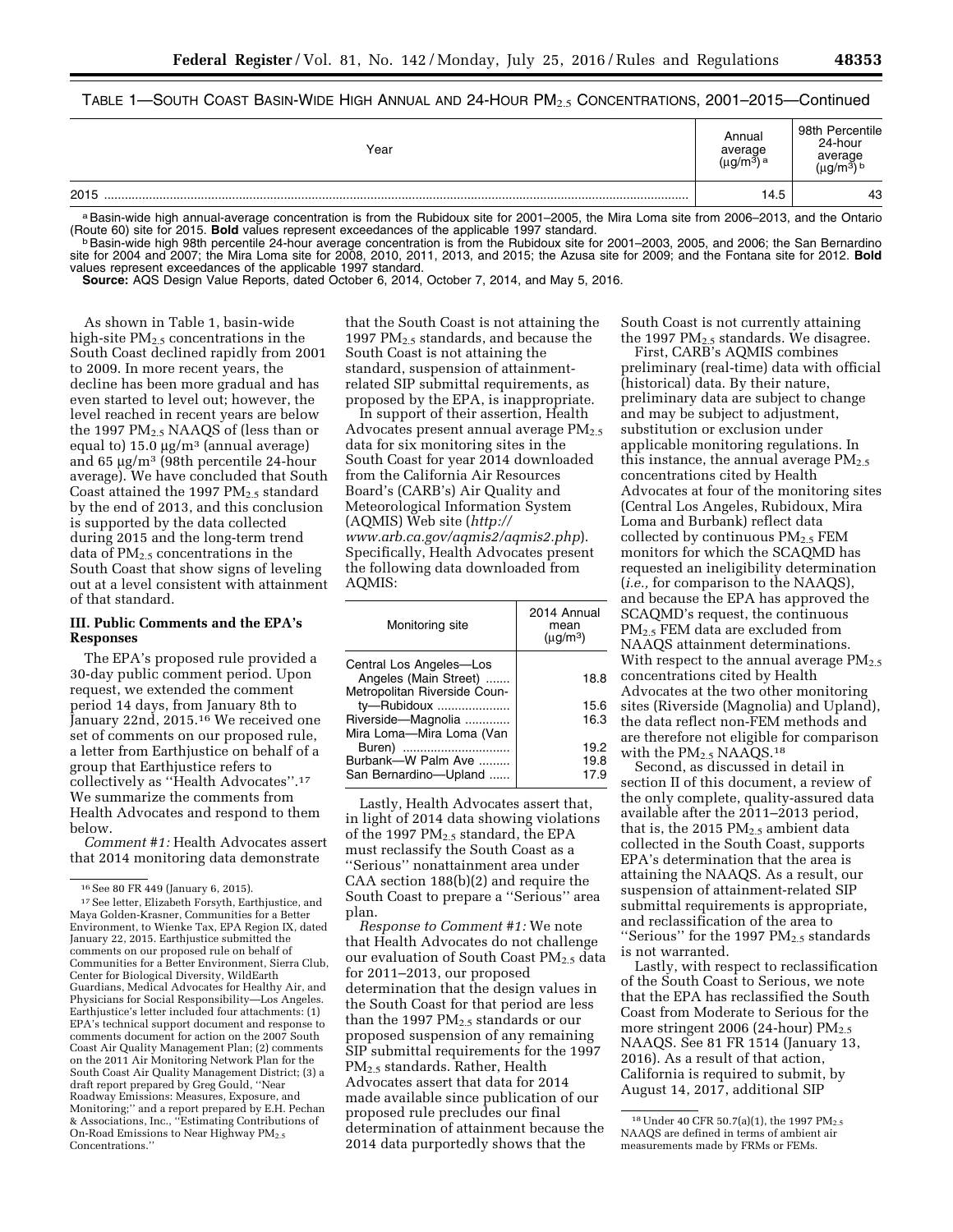TABLE 1—SOUTH COAST BASIN-WIDE HIGH ANNUAL AND 24-HOUR $PM_{2.5}$ CONCENTRATIONS, 2001–2015—Continued

| Year | Annual average ($\mu g/m^3$) [a] | 98th Percentile 24-hour average ($\mu g/m^3$) [b] |
| --- | --- | --- |
| 2015 | 14.5 | 43 |

[a] Basin-wide high annual-average concentration is from the Rubidoux site for 2001–2005, the Mira Loma site from 2006–2013, and the Ontario (Route 60) site for 2015. **Bold** values represent exceedances of the applicable 1997 standard.

[b] Basin-wide high 98th percentile 24-hour average concentration is from the Rubidoux site for 2001–2003, 2005, and 2006; the San Bernardino site for 2004 and 2007; the Mira Loma site for 2008, 2010, 2011, 2013, and 2015; the Azusa site for 2009; and the Fontana site for 2012. **Bold** values represent exceedances of the applicable 1997 standard.

**Source:** AQS Design Value Reports, dated October 6, 2014, October 7, 2014, and May 5, 2016.

As shown in Table 1, basin-wide high-site $PM_{2.5}$ concentrations in the South Coast declined rapidly from 2001 to 2009. In more recent years, the decline has been more gradual and has even started to level out; however, the level reached in recent years are below the 1997 $PM_{2.5}$ NAAQS of (less than or equal to) 15.0 $\mu g/m^3$ (annual average) and 65 $\mu g/m^3$ (98th percentile 24-hour average). We have concluded that South Coast attained the 1997 $PM_{2.5}$ standard by the end of 2013, and this conclusion is supported by the data collected during 2015 and the long-term trend data of $PM_{2.5}$ concentrations in the South Coast that show signs of leveling out at a level consistent with attainment of that standard.

## III. Public Comments and the EPA's Responses

The EPA's proposed rule provided a 30-day public comment period. Upon request, we extended the comment period 14 days, from January 8th to January 22nd, 2015.[16] We received one set of comments on our proposed rule, a letter from Earthjustice on behalf of a group that Earthjustice refers to collectively as ''Health Advocates''.[17] We summarize the comments from Health Advocates and respond to them below.

*Comment #1:* Health Advocates assert that 2014 monitoring data demonstrate that the South Coast is not attaining the 1997 $PM_{2.5}$ standards, and because the South Coast is not attaining the standard, suspension of attainment-related SIP submittal requirements, as proposed by the EPA, is inappropriate.

In support of their assertion, Health Advocates present annual average $PM_{2.5}$ data for six monitoring sites in the South Coast for year 2014 downloaded from the California Air Resources Board's (CARB's) Air Quality and Meteorological Information System (AQMIS) Web site (*http://www.arb.ca.gov/aqmis2/aqmis2.php*). Specifically, Health Advocates present the following data downloaded from AQMIS:

| Monitoring site | 2014 Annual mean ($\mu g/m^3$) |
| --- | --- |
| Central Los Angeles—Los Angeles (Main Street) | 18.8 |
| Metropolitan Riverside County—Rubidoux | 15.6 |
| Riverside—Magnolia | 16.3 |
| Mira Loma—Mira Loma (Van Buren) | 19.2 |
| Burbank—W Palm Ave | 19.8 |
| San Bernardino—Upland | 17.9 |

Lastly, Health Advocates assert that, in light of 2014 data showing violations of the 1997 $PM_{2.5}$ standard, the EPA must reclassify the South Coast as a ''Serious'' nonattainment area under CAA section 188(b)(2) and require the South Coast to prepare a ''Serious'' area plan.

*Response to Comment #1:* We note that Health Advocates do not challenge our evaluation of South Coast $PM_{2.5}$ data for 2011–2013, our proposed determination that the design values in the South Coast for that period are less than the 1997 $PM_{2.5}$ standards or our proposed suspension of any remaining SIP submittal requirements for the 1997 $PM_{2.5}$ standards. Rather, Health Advocates assert that data for 2014 made available since publication of our proposed rule precludes our final determination of attainment because the 2014 data purportedly shows that the South Coast is not currently attaining the 1997 $PM_{2.5}$ standards. We disagree.

First, CARB's AQMIS combines preliminary (real-time) data with official (historical) data. By their nature, preliminary data are subject to change and may be subject to adjustment, substitution or exclusion under applicable monitoring regulations. In this instance, the annual average $PM_{2.5}$ concentrations cited by Health Advocates at four of the monitoring sites (Central Los Angeles, Rubidoux, Mira Loma and Burbank) reflect data collected by continuous $PM_{2.5}$ FEM monitors for which the SCAQMD has requested an ineligibility determination (*i.e.,* for comparison to the NAAQS), and because the EPA has approved the SCAQMD's request, the continuous $PM_{2.5}$ FEM data are excluded from NAAQS attainment determinations. With respect to the annual average $PM_{2.5}$ concentrations cited by Health Advocates at the two other monitoring sites (Riverside (Magnolia) and Upland), the data reflect non-FEM methods and are therefore not eligible for comparison with the $PM_{2.5}$ NAAQS.[18]

Second, as discussed in detail in section II of this document, a review of the only complete, quality-assured data available after the 2011–2013 period, that is, the 2015 $PM_{2.5}$ ambient data collected in the South Coast, supports EPA's determination that the area is attaining the NAAQS. As a result, our suspension of attainment-related SIP submittal requirements is appropriate, and reclassification of the area to ''Serious'' for the 1997 $PM_{2.5}$ standards is not warranted.

Lastly, with respect to reclassification of the South Coast to Serious, we note that the EPA has reclassified the South Coast from Moderate to Serious for the more stringent 2006 (24-hour) $PM_{2.5}$ NAAQS. See 81 FR 1514 (January 13, 2016). As a result of that action, California is required to submit, by August 14, 2017, additional SIP

---

[16] See 80 FR 449 (January 6, 2015).

[17] See letter, Elizabeth Forsyth, Earthjustice, and Maya Golden-Krasner, Communities for a Better Environment, to Wienke Tax, EPA Region IX, dated January 22, 2015. Earthjustice submitted the comments on our proposed rule on behalf of Communities for a Better Environment, Sierra Club, Center for Biological Diversity, WildEarth Guardians, Medical Advocates for Healthy Air, and Physicians for Social Responsibility—Los Angeles. Earthjustice's letter included four attachments: (1) EPA's technical support document and response to comments document for action on the 2007 South Coast Air Quality Management Plan; (2) comments on the 2011 Air Monitoring Network Plan for the South Coast Air Quality Management District; (3) a draft report prepared by Greg Gould, ''Near Roadway Emissions: Measures, Exposure, and Monitoring;'' and a report prepared by E.H. Pechan & Associations, Inc., ''Estimating Contributions of On-Road Emissions to Near Highway $PM_{2.5}$ Concentrations.''

[18] Under 40 CFR 50.7(a)(1), the 1997 $PM_{2.5}$ NAAQS are defined in terms of ambient air measurements made by FRMs or FEMs.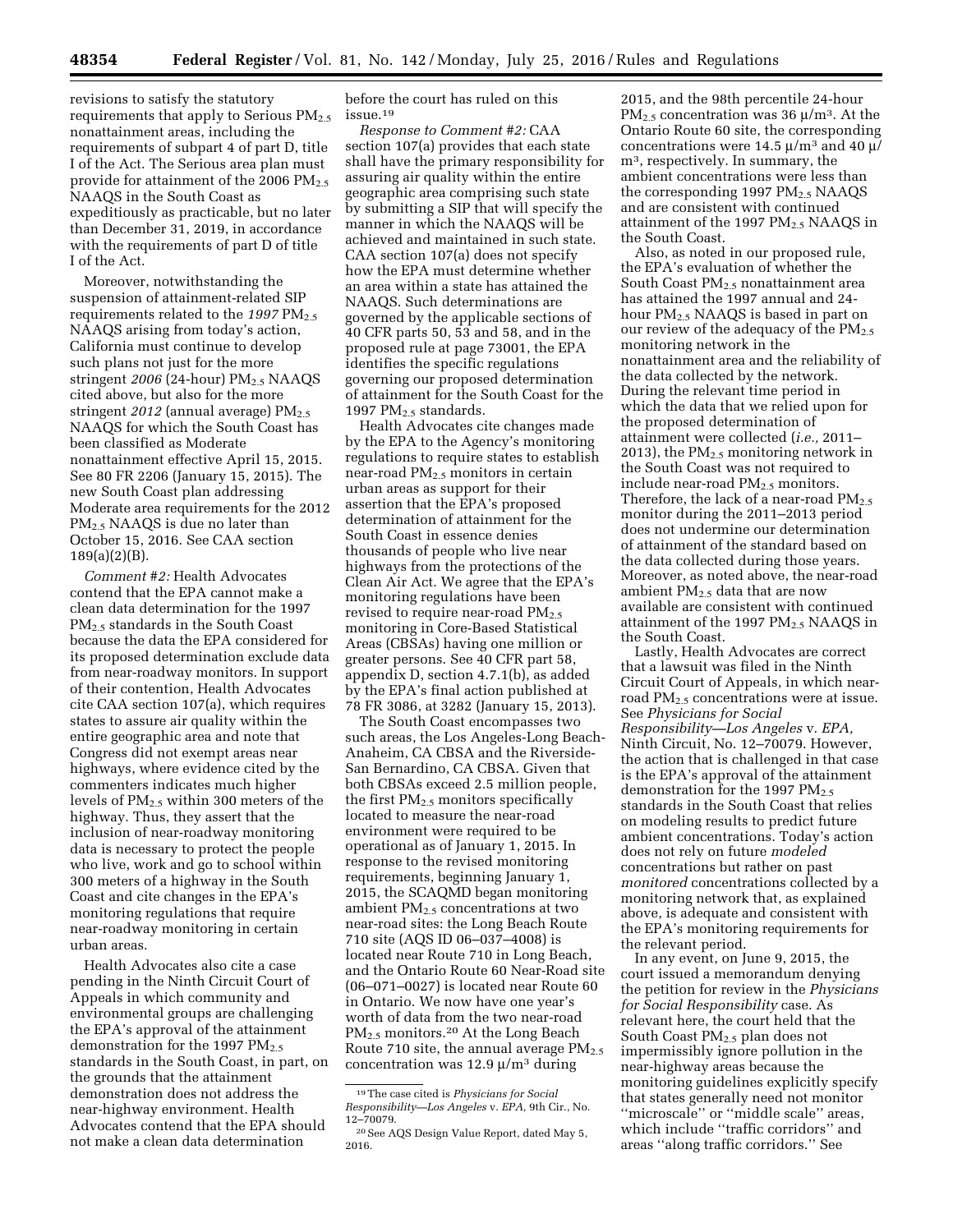revisions to satisfy the statutory requirements that apply to Serious $PM_{2.5}$ nonattainment areas, including the requirements of subpart 4 of part D, title I of the Act. The Serious area plan must provide for attainment of the 2006 $PM_{2.5}$ NAAQS in the South Coast as expeditiously as practicable, but no later than December 31, 2019, in accordance with the requirements of part D of title I of the Act.

Moreover, notwithstanding the suspension of attainment-related SIP requirements related to the *1997* $PM_{2.5}$ NAAQS arising from today's action, California must continue to develop such plans not just for the more stringent *2006* (24-hour) $PM_{2.5}$ NAAQS cited above, but also for the more stringent *2012* (annual average) $PM_{2.5}$ NAAQS for which the South Coast has been classified as Moderate nonattainment effective April 15, 2015. See 80 FR 2206 (January 15, 2015). The new South Coast plan addressing Moderate area requirements for the 2012 $PM_{2.5}$ NAAQS is due no later than October 15, 2016. See CAA section 189(a)(2)(B).

*Comment #2:* Health Advocates contend that the EPA cannot make a clean data determination for the 1997 $PM_{2.5}$ standards in the South Coast because the data the EPA considered for its proposed determination exclude data from near-roadway monitors. In support of their contention, Health Advocates cite CAA section 107(a), which requires states to assure air quality within the entire geographic area and note that Congress did not exempt areas near highways, where evidence cited by the commenters indicates much higher levels of $PM_{2.5}$ within 300 meters of the highway. Thus, they assert that the inclusion of near-roadway monitoring data is necessary to protect the people who live, work and go to school within 300 meters of a highway in the South Coast and cite changes in the EPA's monitoring regulations that require near-roadway monitoring in certain urban areas.

Health Advocates also cite a case pending in the Ninth Circuit Court of Appeals in which community and environmental groups are challenging the EPA's approval of the attainment demonstration for the 1997 $PM_{2.5}$ standards in the South Coast, in part, on the grounds that the attainment demonstration does not address the near-highway environment. Health Advocates contend that the EPA should not make a clean data determination before the court has ruled on this issue.[19]

*Response to Comment #2:* CAA section 107(a) provides that each state shall have the primary responsibility for assuring air quality within the entire geographic area comprising such state by submitting a SIP that will specify the manner in which the NAAQS will be achieved and maintained in such state. CAA section 107(a) does not specify how the EPA must determine whether an area within a state has attained the NAAQS. Such determinations are governed by the applicable sections of 40 CFR parts 50, 53 and 58, and in the proposed rule at page 73001, the EPA identifies the specific regulations governing our proposed determination of attainment for the South Coast for the 1997 $PM_{2.5}$ standards.

Health Advocates cite changes made by the EPA to the Agency's monitoring regulations to require states to establish near-road $PM_{2.5}$ monitors in certain urban areas as support for their assertion that the EPA's proposed determination of attainment for the South Coast in essence denies thousands of people who live near highways from the protections of the Clean Air Act. We agree that the EPA's monitoring regulations have been revised to require near-road $PM_{2.5}$ monitoring in Core-Based Statistical Areas (CBSAs) having one million or greater persons. See 40 CFR part 58, appendix D, section 4.7.1(b), as added by the EPA's final action published at 78 FR 3086, at 3282 (January 15, 2013).

The South Coast encompasses two such areas, the Los Angeles-Long Beach-Anaheim, CA CBSA and the Riverside-San Bernardino, CA CBSA. Given that both CBSAs exceed 2.5 million people, the first $PM_{2.5}$ monitors specifically located to measure the near-road environment were required to be operational as of January 1, 2015. In response to the revised monitoring requirements, beginning January 1, 2015, the SCAQMD began monitoring ambient $PM_{2.5}$ concentrations at two near-road sites: the Long Beach Route 710 site (AQS ID 06–037–4008) is located near Route 710 in Long Beach, and the Ontario Route 60 Near-Road site (06–071–0027) is located near Route 60 in Ontario. We now have one year's worth of data from the two near-road $PM_{2.5}$ monitors.[20] At the Long Beach Route 710 site, the annual average $PM_{2.5}$ concentration was 12.9 $\mu/m^3$ during 2015, and the 98th percentile 24-hour $PM_{2.5}$ concentration was 36 $\mu/m^3$. At the Ontario Route 60 site, the corresponding concentrations were 14.5 $\mu/m^3$ and 40 $\mu/m^3$, respectively. In summary, the ambient concentrations were less than the corresponding 1997 $PM_{2.5}$ NAAQS and are consistent with continued attainment of the 1997 $PM_{2.5}$ NAAQS in the South Coast.

Also, as noted in our proposed rule, the EPA's evaluation of whether the South Coast $PM_{2.5}$ nonattainment area has attained the 1997 annual and 24-hour $PM_{2.5}$ NAAQS is based in part on our review of the adequacy of the $PM_{2.5}$ monitoring network in the nonattainment area and the reliability of the data collected by the network. During the relevant time period in which the data that we relied upon for the proposed determination of attainment were collected (*i.e.,* 2011–2013), the $PM_{2.5}$ monitoring network in the South Coast was not required to include near-road $PM_{2.5}$ monitors. Therefore, the lack of a near-road $PM_{2.5}$ monitor during the 2011–2013 period does not undermine our determination of attainment of the standard based on the data collected during those years. Moreover, as noted above, the near-road ambient $PM_{2.5}$ data that are now available are consistent with continued attainment of the 1997 $PM_{2.5}$ NAAQS in the South Coast.

Lastly, Health Advocates are correct that a lawsuit was filed in the Ninth Circuit Court of Appeals, in which near-road $PM_{2.5}$ concentrations were at issue. See *Physicians for Social Responsibility—Los Angeles* v. *EPA,* Ninth Circuit, No. 12–70079. However, the action that is challenged in that case is the EPA's approval of the attainment demonstration for the 1997 $PM_{2.5}$ standards in the South Coast that relies on modeling results to predict future ambient concentrations. Today's action does not rely on future *modeled* concentrations but rather on past *monitored* concentrations collected by a monitoring network that, as explained above, is adequate and consistent with the EPA's monitoring requirements for the relevant period.

In any event, on June 9, 2015, the court issued a memorandum denying the petition for review in the *Physicians for Social Responsibility* case. As relevant here, the court held that the South Coast $PM_{2.5}$ plan does not impermissibly ignore pollution in the near-highway areas because the monitoring guidelines explicitly specify that states generally need not monitor ''microscale'' or ''middle scale'' areas, which include ''traffic corridors'' and areas ''along traffic corridors.'' See

[19] The case cited is *Physicians for Social Responsibility—Los Angeles* v. *EPA,* 9th Cir., No. 12–70079.

[20] See AQS Design Value Report, dated May 5, 2016.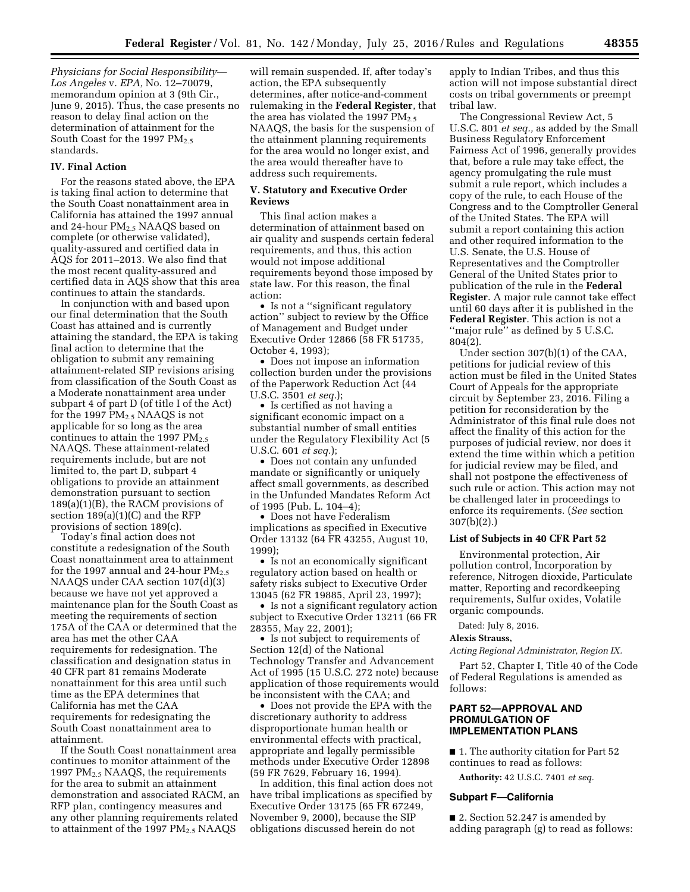*Physicians for Social Responsibility—Los Angeles* v. *EPA,* No. 12–70079, memorandum opinion at 3 (9th Cir., June 9, 2015). Thus, the case presents no reason to delay final action on the determination of attainment for the South Coast for the 1997 $PM_{2.5}$ standards.

## IV. Final Action

For the reasons stated above, the EPA is taking final action to determine that the South Coast nonattainment area in California has attained the 1997 annual and 24-hour $PM_{2.5}$ NAAQS based on complete (or otherwise validated), quality-assured and certified data in AQS for 2011–2013. We also find that the most recent quality-assured and certified data in AQS show that this area continues to attain the standards.

In conjunction with and based upon our final determination that the South Coast has attained and is currently attaining the standard, the EPA is taking final action to determine that the obligation to submit any remaining attainment-related SIP revisions arising from classification of the South Coast as a Moderate nonattainment area under subpart 4 of part D (of title I of the Act) for the 1997 $PM_{2.5}$ NAAQS is not applicable for so long as the area continues to attain the 1997 $PM_{2.5}$ NAAQS. These attainment-related requirements include, but are not limited to, the part D, subpart 4 obligations to provide an attainment demonstration pursuant to section 189(a)(1)(B), the RACM provisions of section 189(a)(1)(C) and the RFP provisions of section 189(c).

Today's final action does not constitute a redesignation of the South Coast nonattainment area to attainment for the 1997 annual and 24-hour $PM_{2.5}$ NAAQS under CAA section 107(d)(3) because we have not yet approved a maintenance plan for the South Coast as meeting the requirements of section 175A of the CAA or determined that the area has met the other CAA requirements for redesignation. The classification and designation status in 40 CFR part 81 remains Moderate nonattainment for this area until such time as the EPA determines that California has met the CAA requirements for redesignating the South Coast nonattainment area to attainment.

If the South Coast nonattainment area continues to monitor attainment of the 1997 $PM_{2.5}$ NAAQS, the requirements for the area to submit an attainment demonstration and associated RACM, an RFP plan, contingency measures and any other planning requirements related to attainment of the 1997 $PM_{2.5}$ NAAQS will remain suspended. If, after today's action, the EPA subsequently determines, after notice-and-comment rulemaking in the **Federal Register**, that the area has violated the 1997 $PM_{2.5}$ NAAQS, the basis for the suspension of the attainment planning requirements for the area would no longer exist, and the area would thereafter have to address such requirements.

## V. Statutory and Executive Order Reviews

This final action makes a determination of attainment based on air quality and suspends certain federal requirements, and thus, this action would not impose additional requirements beyond those imposed by state law. For this reason, the final action:

- Is not a ''significant regulatory action'' subject to review by the Office of Management and Budget under Executive Order 12866 (58 FR 51735, October 4, 1993);
- Does not impose an information collection burden under the provisions of the Paperwork Reduction Act (44 U.S.C. 3501 *et seq.*);
- Is certified as not having a significant economic impact on a substantial number of small entities under the Regulatory Flexibility Act (5 U.S.C. 601 *et seq.*);
- Does not contain any unfunded mandate or significantly or uniquely affect small governments, as described in the Unfunded Mandates Reform Act of 1995 (Pub. L. 104–4);
- Does not have Federalism implications as specified in Executive Order 13132 (64 FR 43255, August 10, 1999);
- Is not an economically significant regulatory action based on health or safety risks subject to Executive Order 13045 (62 FR 19885, April 23, 1997);
- Is not a significant regulatory action subject to Executive Order 13211 (66 FR 28355, May 22, 2001);
- Is not subject to requirements of Section 12(d) of the National Technology Transfer and Advancement Act of 1995 (15 U.S.C. 272 note) because application of those requirements would be inconsistent with the CAA; and
- Does not provide the EPA with the discretionary authority to address disproportionate human health or environmental effects with practical, appropriate and legally permissible methods under Executive Order 12898 (59 FR 7629, February 16, 1994).

In addition, this final action does not have tribal implications as specified by Executive Order 13175 (65 FR 67249, November 9, 2000), because the SIP obligations discussed herein do not apply to Indian Tribes, and thus this action will not impose substantial direct costs on tribal governments or preempt tribal law.

The Congressional Review Act, 5 U.S.C. 801 *et seq.,* as added by the Small Business Regulatory Enforcement Fairness Act of 1996, generally provides that, before a rule may take effect, the agency promulgating the rule must submit a rule report, which includes a copy of the rule, to each House of the Congress and to the Comptroller General of the United States. The EPA will submit a report containing this action and other required information to the U.S. Senate, the U.S. House of Representatives and the Comptroller General of the United States prior to publication of the rule in the **Federal Register**. A major rule cannot take effect until 60 days after it is published in the **Federal Register**. This action is not a ''major rule'' as defined by 5 U.S.C. 804(2).

Under section 307(b)(1) of the CAA, petitions for judicial review of this action must be filed in the United States Court of Appeals for the appropriate circuit by September 23, 2016. Filing a petition for reconsideration by the Administrator of this final rule does not affect the finality of this action for the purposes of judicial review, nor does it extend the time within which a petition for judicial review may be filed, and shall not postpone the effectiveness of such rule or action. This action may not be challenged later in proceedings to enforce its requirements. (*See* section 307(b)(2).)

### List of Subjects in 40 CFR Part 52

Environmental protection, Air pollution control, Incorporation by reference, Nitrogen dioxide, Particulate matter, Reporting and recordkeeping requirements, Sulfur oxides, Volatile organic compounds.

Dated: July 8, 2016.

**Alexis Strauss,**

*Acting Regional Administrator, Region IX.*

Part 52, Chapter I, Title 40 of the Code of Federal Regulations is amended as follows:

## PART 52—APPROVAL AND PROMULGATION OF IMPLEMENTATION PLANS

■ 1. The authority citation for Part 52 continues to read as follows:

**Authority:** 42 U.S.C. 7401 *et seq.*

### Subpart F—California

■ 2. Section 52.247 is amended by adding paragraph (g) to read as follows: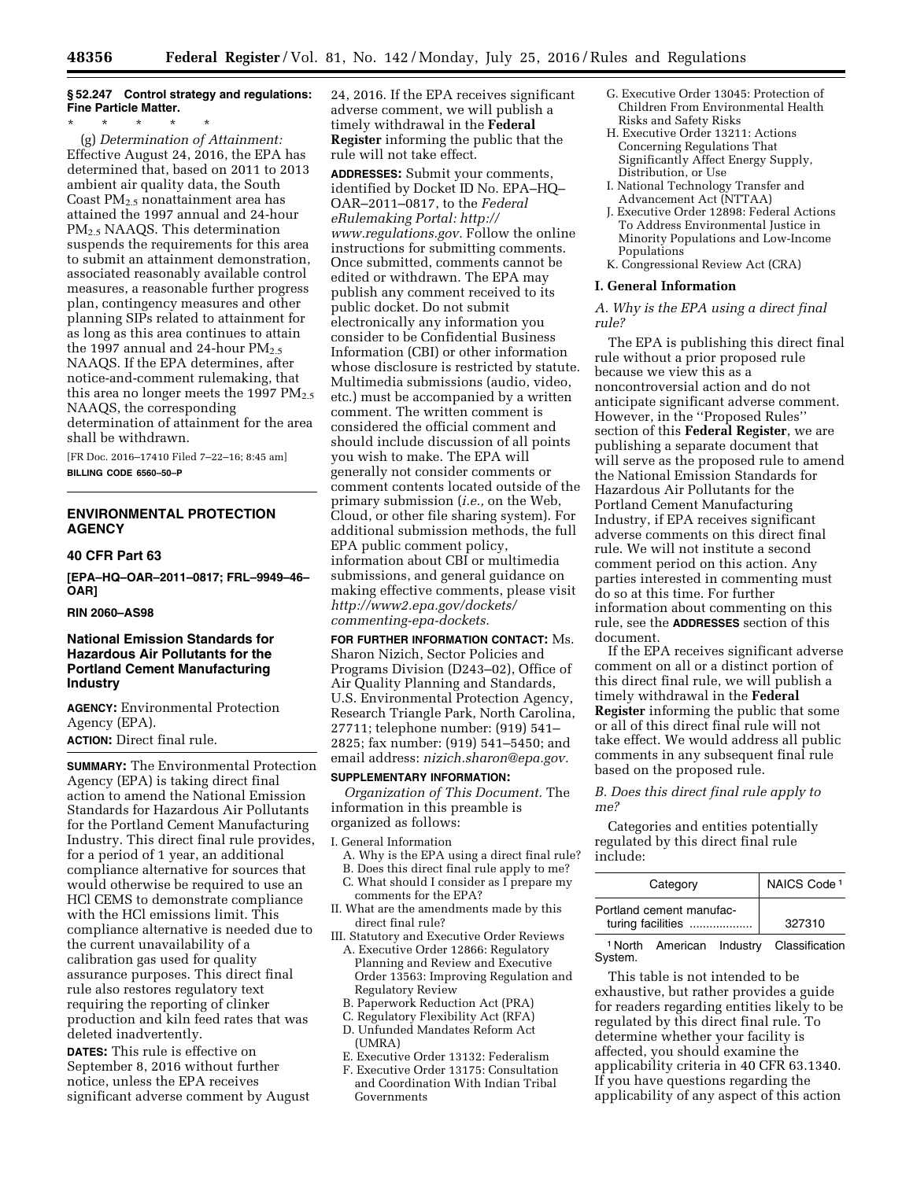**§ 52.247 Control strategy and regulations: Fine Particle Matter.**

\* \* \* \* \*

(g) *Determination of Attainment:* Effective August 24, 2016, the EPA has determined that, based on 2011 to 2013 ambient air quality data, the South Coast $PM_{2.5}$ nonattainment area has attained the 1997 annual and 24-hour $PM_{2.5}$ NAAQS. This determination suspends the requirements for this area to submit an attainment demonstration, associated reasonably available control measures, a reasonable further progress plan, contingency measures and other planning SIPs related to attainment for as long as this area continues to attain the 1997 annual and 24-hour $PM_{2.5}$ NAAQS. If the EPA determines, after notice-and-comment rulemaking, that this area no longer meets the 1997 $PM_{2.5}$ NAAQS, the corresponding determination of attainment for the area shall be withdrawn.

[FR Doc. 2016–17410 Filed 7–22–16; 8:45 am]

**BILLING CODE 6560–50–P**

## ENVIRONMENTAL PROTECTION AGENCY

### 40 CFR Part 63

**[EPA–HQ–OAR–2011–0817; FRL–9949–46–OAR]**

**RIN 2060–AS98**

### National Emission Standards for Hazardous Air Pollutants for the Portland Cement Manufacturing Industry

**AGENCY:** Environmental Protection Agency (EPA).

**ACTION:** Direct final rule.

**SUMMARY:** The Environmental Protection Agency (EPA) is taking direct final action to amend the National Emission Standards for Hazardous Air Pollutants for the Portland Cement Manufacturing Industry. This direct final rule provides, for a period of 1 year, an additional compliance alternative for sources that would otherwise be required to use an HCl CEMS to demonstrate compliance with the HCl emissions limit. This compliance alternative is needed due to the current unavailability of a calibration gas used for quality assurance purposes. This direct final rule also restores regulatory text requiring the reporting of clinker production and kiln feed rates that was deleted inadvertently.

**DATES:** This rule is effective on September 8, 2016 without further notice, unless the EPA receives significant adverse comment by August 24, 2016. If the EPA receives significant adverse comment, we will publish a timely withdrawal in the **Federal Register** informing the public that the rule will not take effect.

**ADDRESSES:** Submit your comments, identified by Docket ID No. EPA–HQ–OAR–2011–0817, to the *Federal eRulemaking Portal: http://www.regulations.gov.* Follow the online instructions for submitting comments. Once submitted, comments cannot be edited or withdrawn. The EPA may publish any comment received to its public docket. Do not submit electronically any information you consider to be Confidential Business Information (CBI) or other information whose disclosure is restricted by statute. Multimedia submissions (audio, video, etc.) must be accompanied by a written comment. The written comment is considered the official comment and should include discussion of all points you wish to make. The EPA will generally not consider comments or comment contents located outside of the primary submission (*i.e.,* on the Web, Cloud, or other file sharing system). For additional submission methods, the full EPA public comment policy, information about CBI or multimedia submissions, and general guidance on making effective comments, please visit *http://www2.epa.gov/dockets/commenting-epa-dockets.*

**FOR FURTHER INFORMATION CONTACT:** Ms. Sharon Nizich, Sector Policies and Programs Division (D243–02), Office of Air Quality Planning and Standards, U.S. Environmental Protection Agency, Research Triangle Park, North Carolina, 27711; telephone number: (919) 541–2825; fax number: (919) 541–5450; and email address: *nizich.sharon@epa.gov.*

**SUPPLEMENTARY INFORMATION:**

*Organization of This Document.* The information in this preamble is organized as follows:

- I. General Information
  - A. Why is the EPA using a direct final rule?
  - B. Does this direct final rule apply to me?
  - C. What should I consider as I prepare my comments for the EPA?
- II. What are the amendments made by this direct final rule?
- III. Statutory and Executive Order Reviews
  - A. Executive Order 12866: Regulatory Planning and Review and Executive Order 13563: Improving Regulation and Regulatory Review
  - B. Paperwork Reduction Act (PRA)
  - C. Regulatory Flexibility Act (RFA)
  - D. Unfunded Mandates Reform Act (UMRA)
  - E. Executive Order 13132: Federalism
  - F. Executive Order 13175: Consultation and Coordination With Indian Tribal Governments
  - G. Executive Order 13045: Protection of Children From Environmental Health Risks and Safety Risks
  - H. Executive Order 13211: Actions Concerning Regulations That Significantly Affect Energy Supply, Distribution, or Use
  - I. National Technology Transfer and Advancement Act (NTTAA)
  - J. Executive Order 12898: Federal Actions To Address Environmental Justice in Minority Populations and Low-Income Populations
  - K. Congressional Review Act (CRA)

## I. General Information

### *A. Why is the EPA using a direct final rule?*

The EPA is publishing this direct final rule without a prior proposed rule because we view this as a noncontroversial action and do not anticipate significant adverse comment. However, in the ''Proposed Rules'' section of this **Federal Register**, we are publishing a separate document that will serve as the proposed rule to amend the National Emission Standards for Hazardous Air Pollutants for the Portland Cement Manufacturing Industry, if EPA receives significant adverse comments on this direct final rule. We will not institute a second comment period on this action. Any parties interested in commenting must do so at this time. For further information about commenting on this rule, see the **ADDRESSES** section of this document.

If the EPA receives significant adverse comment on all or a distinct portion of this direct final rule, we will publish a timely withdrawal in the **Federal Register** informing the public that some or all of this direct final rule will not take effect. We would address all public comments in any subsequent final rule based on the proposed rule.

### *B. Does this direct final rule apply to me?*

Categories and entities potentially regulated by this direct final rule include:

| Category | NAICS Code [1] |
| --- | --- |
| Portland cement manufacturing facilities | 327310 |

[1] North American Industry Classification System.

This table is not intended to be exhaustive, but rather provides a guide for readers regarding entities likely to be regulated by this direct final rule. To determine whether your facility is affected, you should examine the applicability criteria in 40 CFR 63.1340. If you have questions regarding the applicability of any aspect of this action